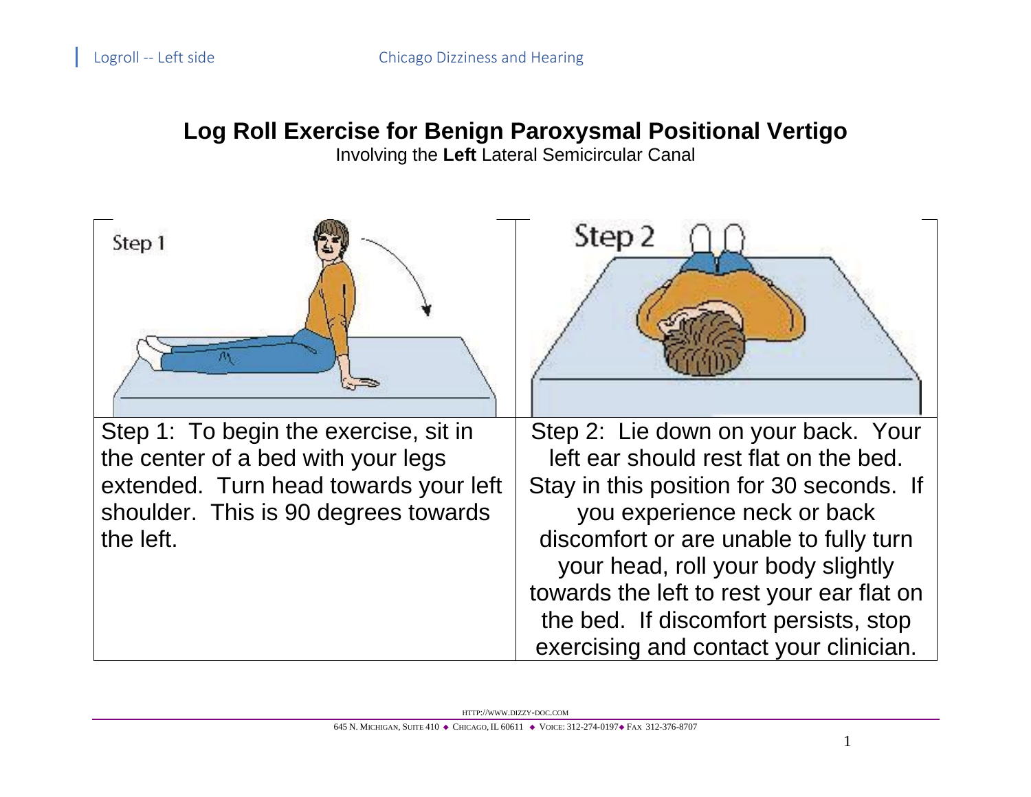# Log Roll Exercise for Benign Paroxysmal Positional Vertigo

Involving the **Left** Lateral Semicircular Canal

| Step 1 | Step 2 |
| --- | --- |
| Step 1: To begin the exercise, sit in the center of a bed with your legs extended. Turn head towards your left shoulder. This is 90 degrees towards the left. | Step 2: Lie down on your back. Your left ear should rest flat on the bed. Stay in this position for 30 seconds. If you experience neck or back discomfort or are unable to fully turn your head, roll your body slightly towards the left to rest your ear flat on the bed. If discomfort persists, stop exercising and contact your clinician. |

HTTP://WWW.DIZZY-DOC.COM

645 N. MICHIGAN, SUITE 410 ◆ CHICAGO, IL 60611 ◆ VOICE: 312-274-0197◆ FAX 312-376-8707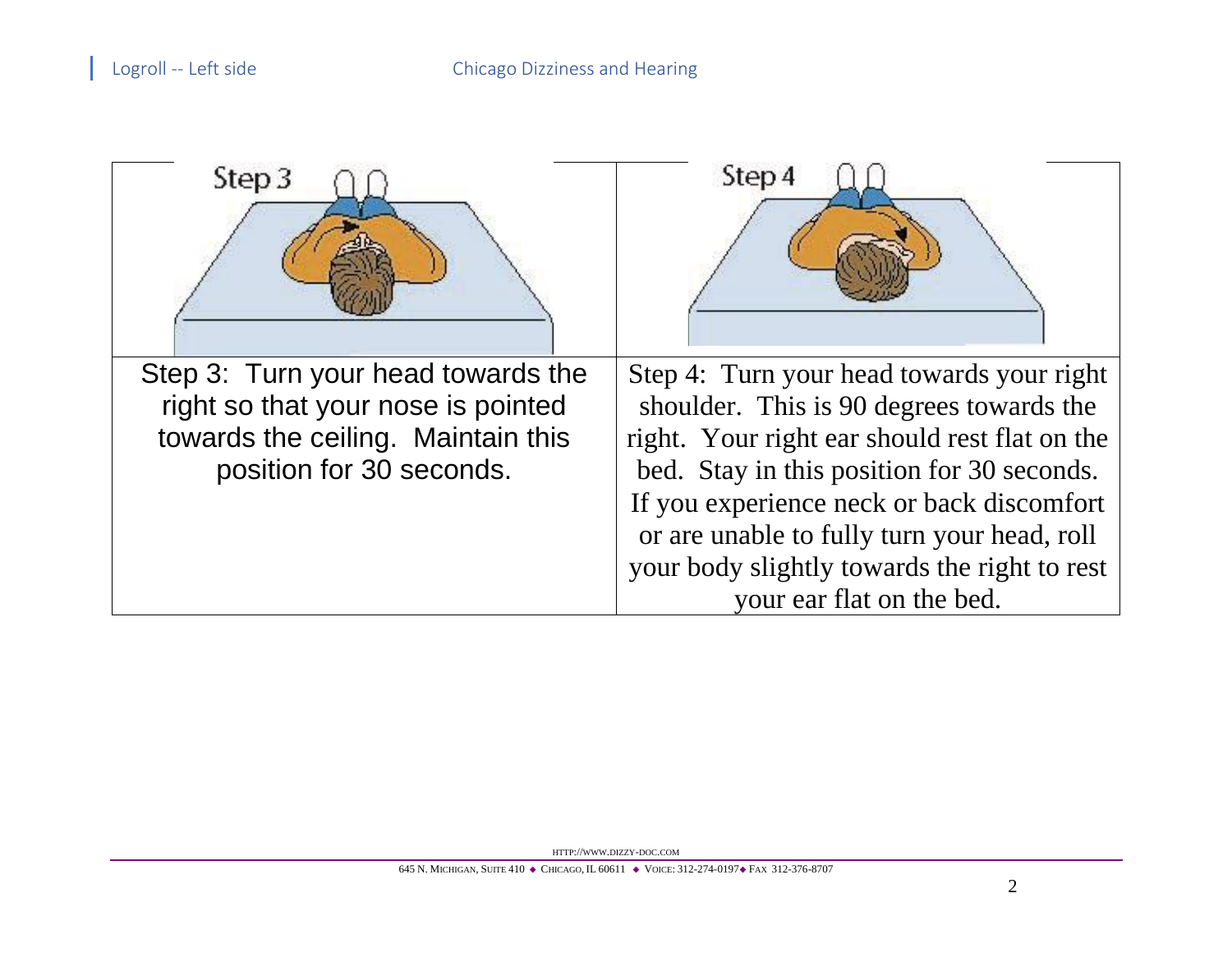| Step 3 | Step 4 |
|---|---|
| Step 3: Turn your head towards the right so that your nose is pointed towards the ceiling. Maintain this position for 30 seconds. | Step 4: Turn your head towards your right shoulder. This is 90 degrees towards the right. Your right ear should rest flat on the bed. Stay in this position for 30 seconds. If you experience neck or back discomfort or are unable to fully turn your head, roll your body slightly towards the right to rest your ear flat on the bed. |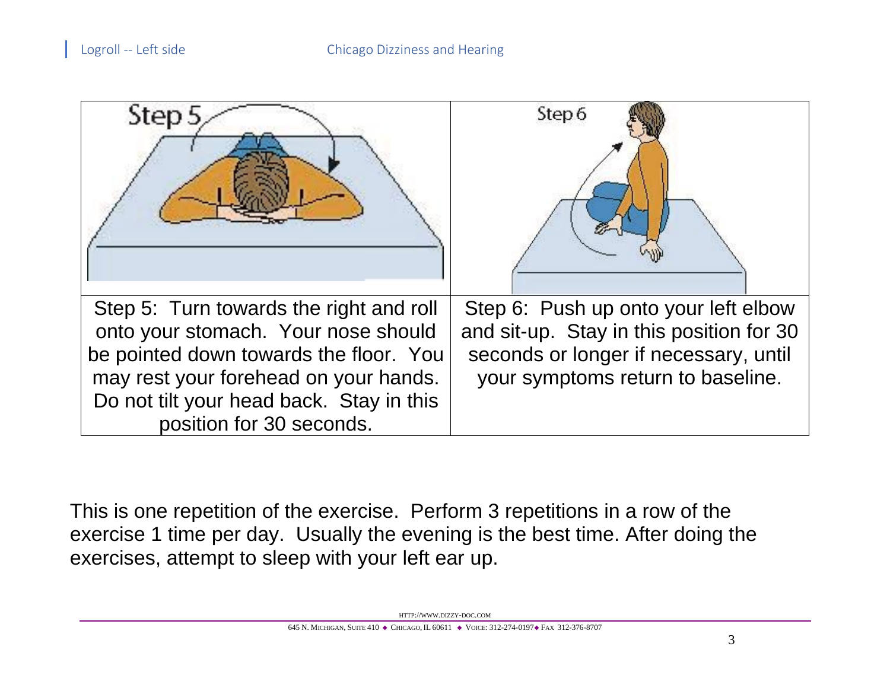| Step 5 | Step 6 |
| --- | --- |
| Step 5: Turn towards the right and roll onto your stomach. Your nose should be pointed down towards the floor. You may rest your forehead on your hands. Do not tilt your head back. Stay in this position for 30 seconds. | Step 6: Push up onto your left elbow and sit-up. Stay in this position for 30 seconds or longer if necessary, until your symptoms return to baseline. |

This is one repetition of the exercise. Perform 3 repetitions in a row of the exercise 1 time per day. Usually the evening is the best time. After doing the exercises, attempt to sleep with your left ear up.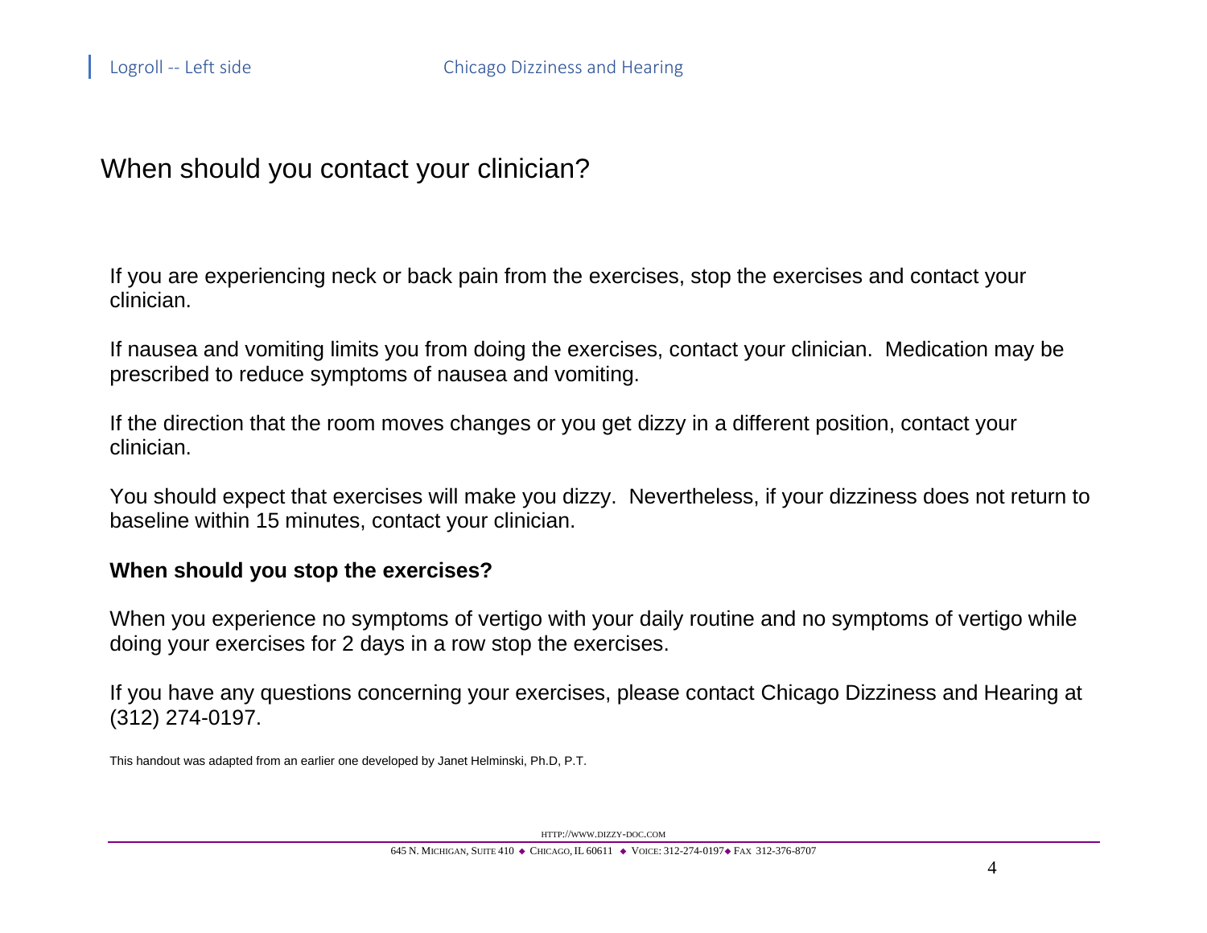# When should you contact your clinician?

If you are experiencing neck or back pain from the exercises, stop the exercises and contact your clinician.

If nausea and vomiting limits you from doing the exercises, contact your clinician. Medication may be prescribed to reduce symptoms of nausea and vomiting.

If the direction that the room moves changes or you get dizzy in a different position, contact your clinician.

You should expect that exercises will make you dizzy. Nevertheless, if your dizziness does not return to baseline within 15 minutes, contact your clinician.

**When should you stop the exercises?**

When you experience no symptoms of vertigo with your daily routine and no symptoms of vertigo while doing your exercises for 2 days in a row stop the exercises.

If you have any questions concerning your exercises, please contact Chicago Dizziness and Hearing at (312) 274-0197.

This handout was adapted from an earlier one developed by Janet Helminski, Ph.D, P.T.